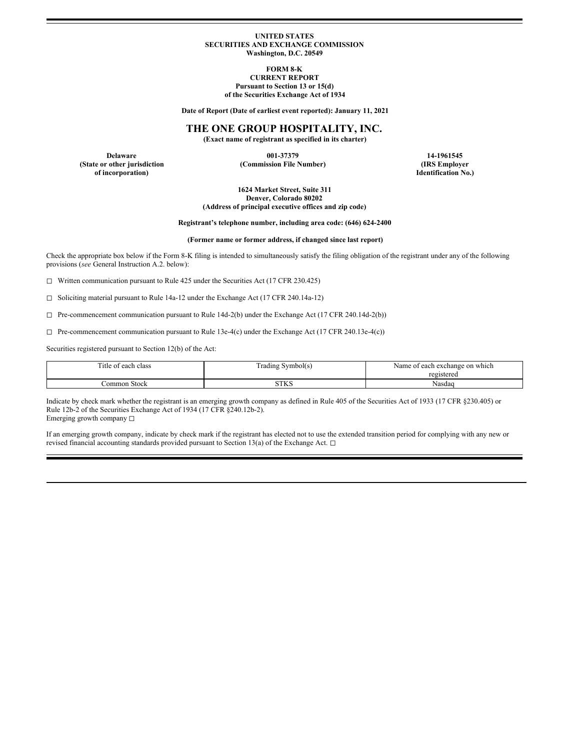**UNITED STATES**
**SECURITIES AND EXCHANGE COMMISSION**
**Washington, D.C. 20549**

**FORM 8-K**
**CURRENT REPORT**
**Pursuant to Section 13 or 15(d)**
**of the Securities Exchange Act of 1934**

**Date of Report (Date of earliest event reported): January 11, 2021**

# THE ONE GROUP HOSPITALITY, INC.

**(Exact name of registrant as specified in its charter)**

| Delaware | 001-37379 | 14-1961545 |
|---|---|---|
| **(State or other jurisdiction of incorporation)** | **(Commission File Number)** | **(IRS Employer Identification No.)** |

**1624 Market Street, Suite 311**
**Denver, Colorado 80202**
**(Address of principal executive offices and zip code)**

**Registrant's telephone number, including area code: (646) 624-2400**

**(Former name or former address, if changed since last report)**

Check the appropriate box below if the Form 8-K filing is intended to simultaneously satisfy the filing obligation of the registrant under any of the following provisions (*see* General Instruction A.2. below):

☐ Written communication pursuant to Rule 425 under the Securities Act (17 CFR 230.425)

☐ Soliciting material pursuant to Rule 14a-12 under the Exchange Act (17 CFR 240.14a-12)

☐ Pre-commencement communication pursuant to Rule 14d-2(b) under the Exchange Act (17 CFR 240.14d-2(b))

☐ Pre-commencement communication pursuant to Rule 13e-4(c) under the Exchange Act (17 CFR 240.13e-4(c))

Securities registered pursuant to Section 12(b) of the Act:

| Title of each class | Trading Symbol(s) | Name of each exchange on which registered |
|---|---|---|
| Common Stock | STKS | Nasdaq |

Indicate by check mark whether the registrant is an emerging growth company as defined in Rule 405 of the Securities Act of 1933 (17 CFR §230.405) or Rule 12b-2 of the Securities Exchange Act of 1934 (17 CFR §240.12b-2).
Emerging growth company ☐

If an emerging growth company, indicate by check mark if the registrant has elected not to use the extended transition period for complying with any new or revised financial accounting standards provided pursuant to Section 13(a) of the Exchange Act. ☐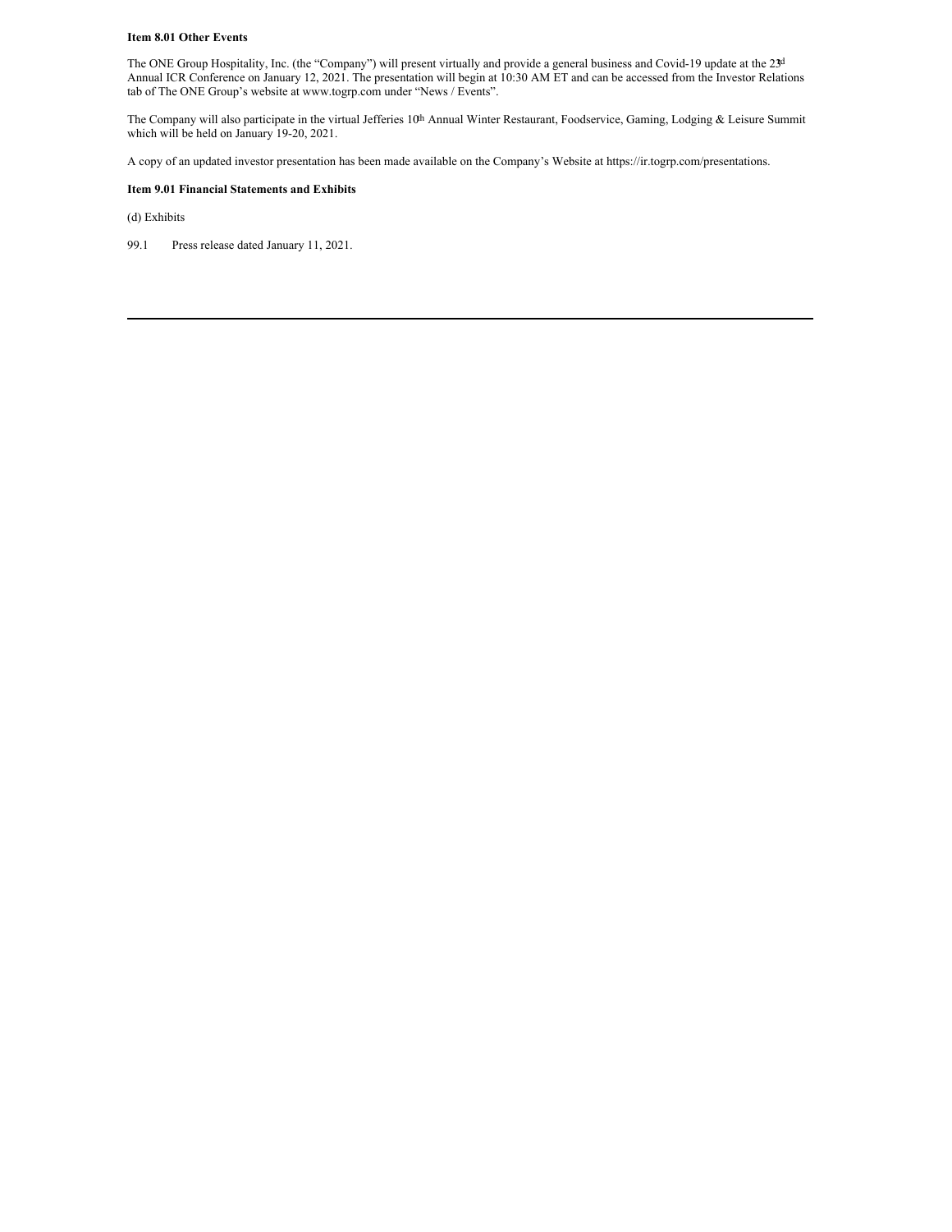**Item 8.01 Other Events**

The ONE Group Hospitality, Inc. (the "Company") will present virtually and provide a general business and Covid-19 update at the 23rd Annual ICR Conference on January 12, 2021. The presentation will begin at 10:30 AM ET and can be accessed from the Investor Relations tab of The ONE Group's website at www.togrp.com under "News / Events".

The Company will also participate in the virtual Jefferies 10th Annual Winter Restaurant, Foodservice, Gaming, Lodging & Leisure Summit which will be held on January 19-20, 2021.

A copy of an updated investor presentation has been made available on the Company's Website at https://ir.togrp.com/presentations.

**Item 9.01 Financial Statements and Exhibits**

(d) Exhibits

99.1 Press release dated January 11, 2021.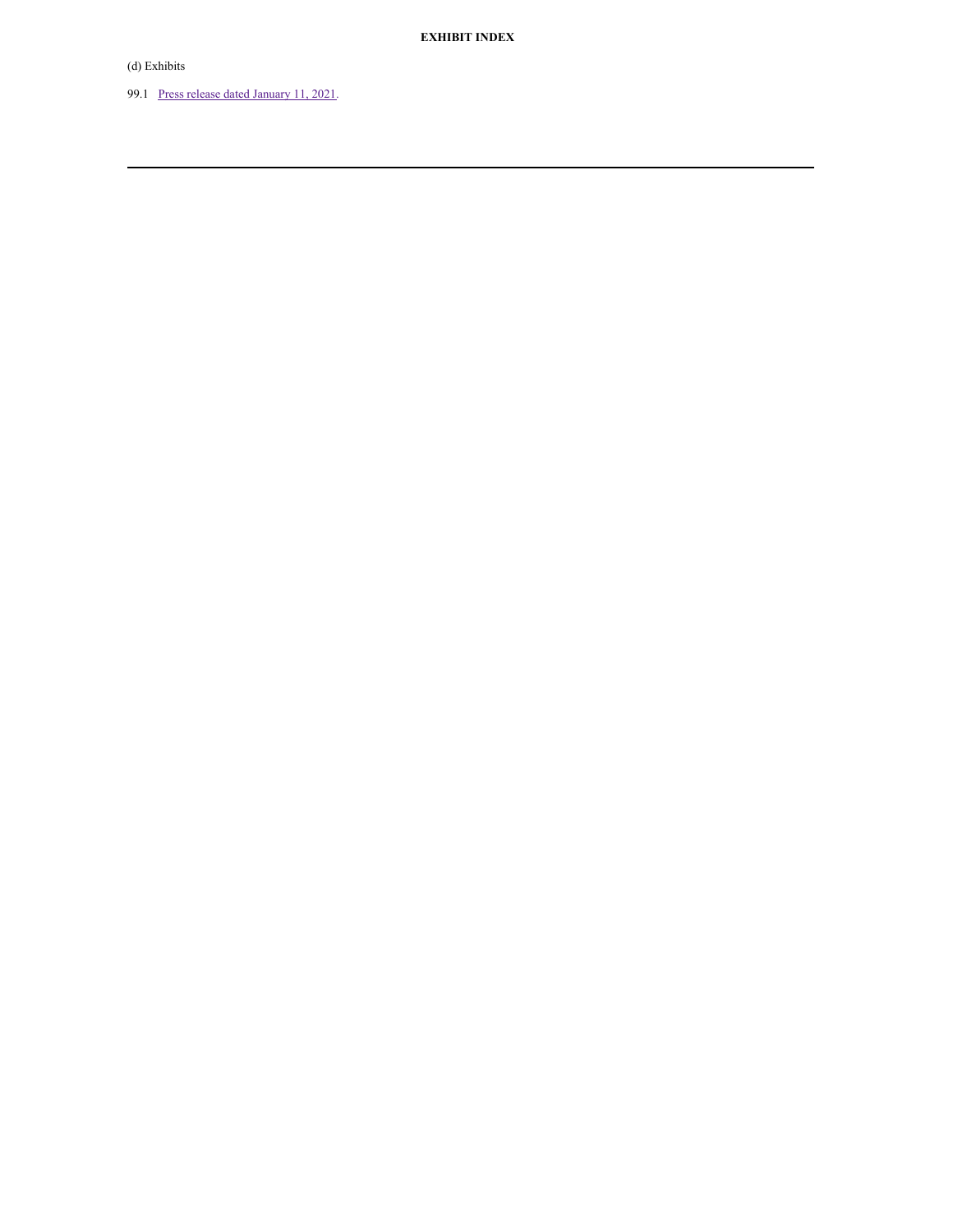**EXHIBIT INDEX**

(d) Exhibits

99.1 Press release dated January 11, 2021.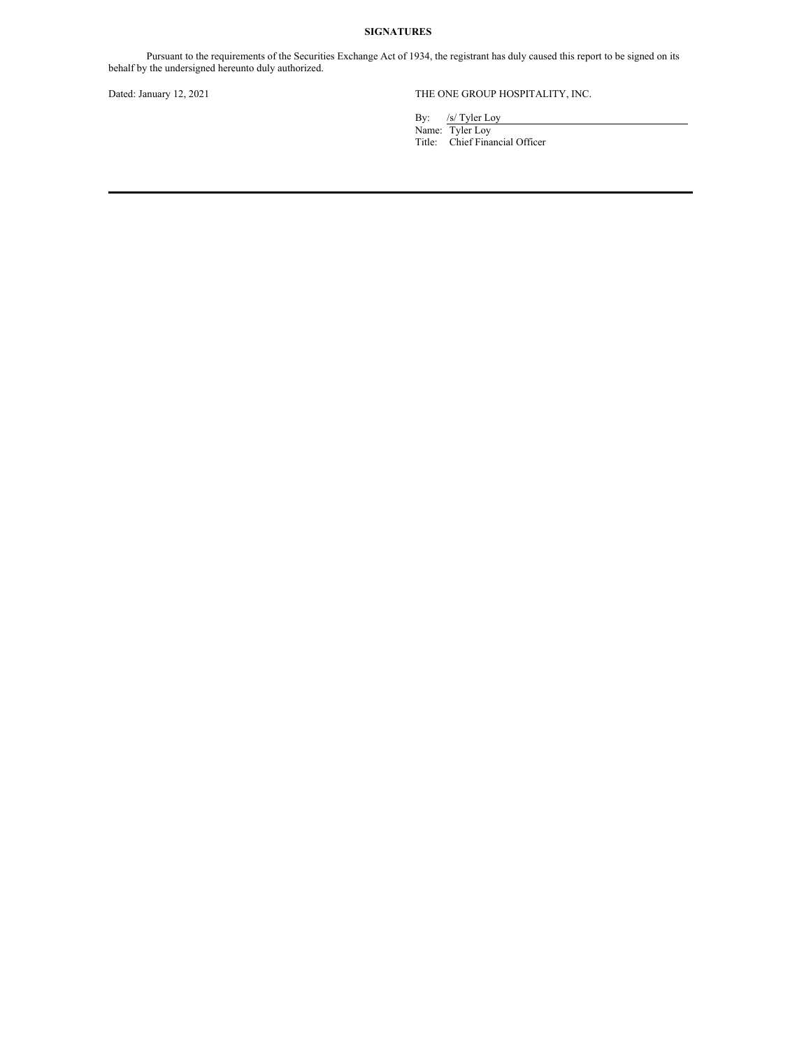**SIGNATURES**

Pursuant to the requirements of the Securities Exchange Act of 1934, the registrant has duly caused this report to be signed on its behalf by the undersigned hereunto duly authorized.

Dated: January 12, 2021

THE ONE GROUP HOSPITALITY, INC.

By: /s/ Tyler Loy
Name: Tyler Loy
Title: Chief Financial Officer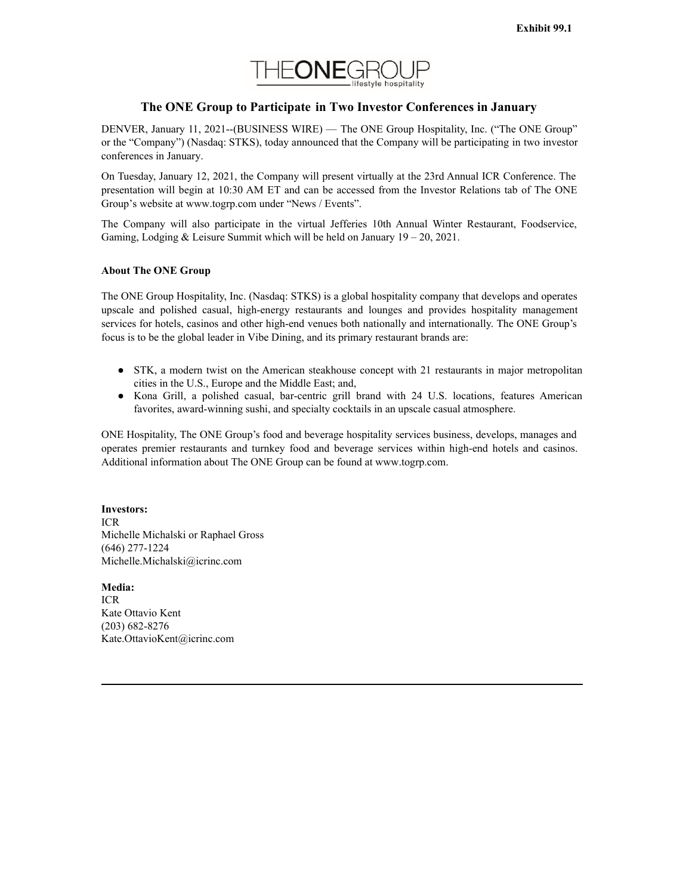Exhibit 99.1

THEONEGROUP lifestyle hospitality

# The ONE Group to Participate in Two Investor Conferences in January

DENVER, January 11, 2021--(BUSINESS WIRE) — The ONE Group Hospitality, Inc. ("The ONE Group" or the "Company") (Nasdaq: STKS), today announced that the Company will be participating in two investor conferences in January.

On Tuesday, January 12, 2021, the Company will present virtually at the 23rd Annual ICR Conference. The presentation will begin at 10:30 AM ET and can be accessed from the Investor Relations tab of The ONE Group's website at www.togrp.com under "News / Events".

The Company will also participate in the virtual Jefferies 10th Annual Winter Restaurant, Foodservice, Gaming, Lodging & Leisure Summit which will be held on January 19 – 20, 2021.

**About The ONE Group**

The ONE Group Hospitality, Inc. (Nasdaq: STKS) is a global hospitality company that develops and operates upscale and polished casual, high-energy restaurants and lounges and provides hospitality management services for hotels, casinos and other high-end venues both nationally and internationally. The ONE Group's focus is to be the global leader in Vibe Dining, and its primary restaurant brands are:

- STK, a modern twist on the American steakhouse concept with 21 restaurants in major metropolitan cities in the U.S., Europe and the Middle East; and,
- Kona Grill, a polished casual, bar-centric grill brand with 24 U.S. locations, features American favorites, award-winning sushi, and specialty cocktails in an upscale casual atmosphere.

ONE Hospitality, The ONE Group's food and beverage hospitality services business, develops, manages and operates premier restaurants and turnkey food and beverage services within high-end hotels and casinos. Additional information about The ONE Group can be found at www.togrp.com.

**Investors:**
ICR
Michelle Michalski or Raphael Gross
(646) 277-1224
Michelle.Michalski@icrinc.com

**Media:**
ICR
Kate Ottavio Kent
(203) 682-8276
Kate.OttavioKent@icrinc.com